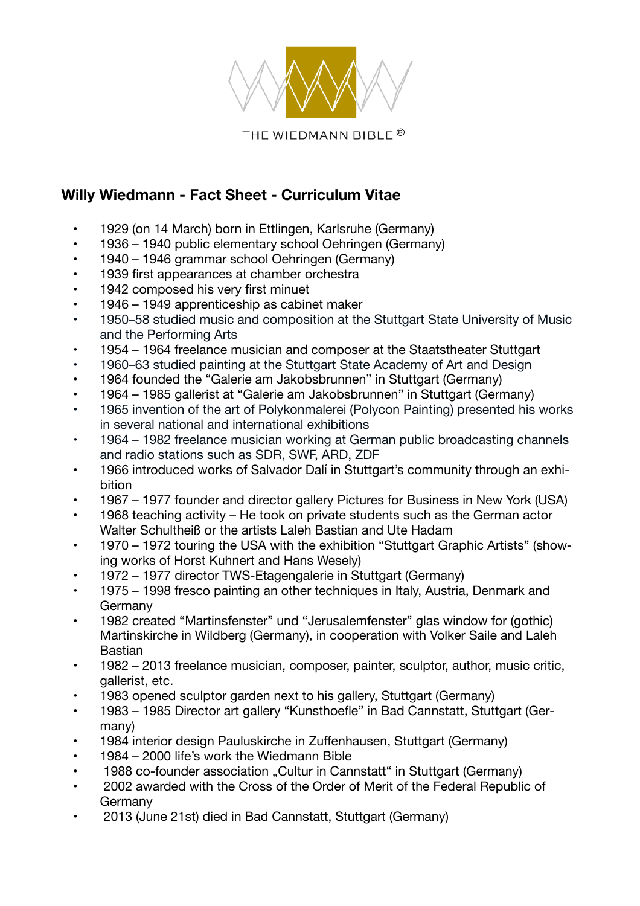THE WIEDMANN BIBLE ®

## Willy Wiedmann - Fact Sheet - Curriculum Vitae

- 1929 (on 14 March) born in Ettlingen, Karlsruhe (Germany)
- 1936 – 1940 public elementary school Oehringen (Germany)
- 1940 – 1946 grammar school Oehringen (Germany)
- 1939 first appearances at chamber orchestra
- 1942 composed his very first minuet
- 1946 – 1949 apprenticeship as cabinet maker
- 1950–58 studied music and composition at the Stuttgart State University of Music and the Performing Arts
- 1954 – 1964 freelance musician and composer at the Staatstheater Stuttgart
- 1960–63 studied painting at the Stuttgart State Academy of Art and Design
- 1964 founded the "Galerie am Jakobsbrunnen" in Stuttgart (Germany)
- 1964 – 1985 gallerist at "Galerie am Jakobsbrunnen" in Stuttgart (Germany)
- 1965 invention of the art of Polykonmalerei (Polycon Painting) presented his works in several national and international exhibitions
- 1964 – 1982 freelance musician working at German public broadcasting channels and radio stations such as SDR, SWF, ARD, ZDF
- 1966 introduced works of Salvador Dalí in Stuttgart's community through an exhibition
- 1967 – 1977 founder and director gallery Pictures for Business in New York (USA)
- 1968 teaching activity – He took on private students such as the German actor Walter Schultheiß or the artists Laleh Bastian and Ute Hadam
- 1970 – 1972 touring the USA with the exhibition "Stuttgart Graphic Artists" (showing works of Horst Kuhnert and Hans Wesely)
- 1972 – 1977 director TWS-Etagengalerie in Stuttgart (Germany)
- 1975 – 1998 fresco painting an other techniques in Italy, Austria, Denmark and Germany
- 1982 created "Martinsfenster" und "Jerusalemfenster" glas window for (gothic) Martinskirche in Wildberg (Germany), in cooperation with Volker Saile and Laleh Bastian
- 1982 – 2013 freelance musician, composer, painter, sculptor, author, music critic, gallerist, etc.
- 1983 opened sculptor garden next to his gallery, Stuttgart (Germany)
- 1983 – 1985 Director art gallery "Kunsthoefle" in Bad Cannstatt, Stuttgart (Germany)
- 1984 interior design Pauluskirche in Zuffenhausen, Stuttgart (Germany)
- 1984 – 2000 life's work the Wiedmann Bible
- 1988 co-founder association „Cultur in Cannstatt" in Stuttgart (Germany)
- 2002 awarded with the Cross of the Order of Merit of the Federal Republic of Germany
- 2013 (June 21st) died in Bad Cannstatt, Stuttgart (Germany)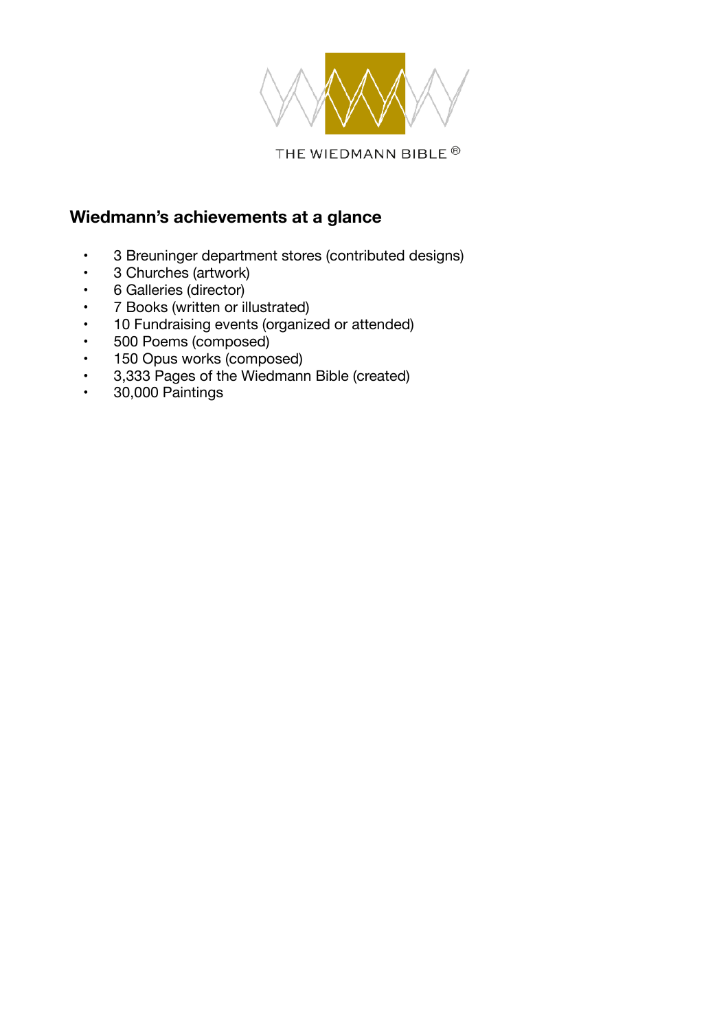THE WIEDMANN BIBLE ®

## Wiedmann's achievements at a glance

- 3 Breuninger department stores (contributed designs)
- 3 Churches (artwork)
- 6 Galleries (director)
- 7 Books (written or illustrated)
- 10 Fundraising events (organized or attended)
- 500 Poems (composed)
- 150 Opus works (composed)
- 3,333 Pages of the Wiedmann Bible (created)
- 30,000 Paintings